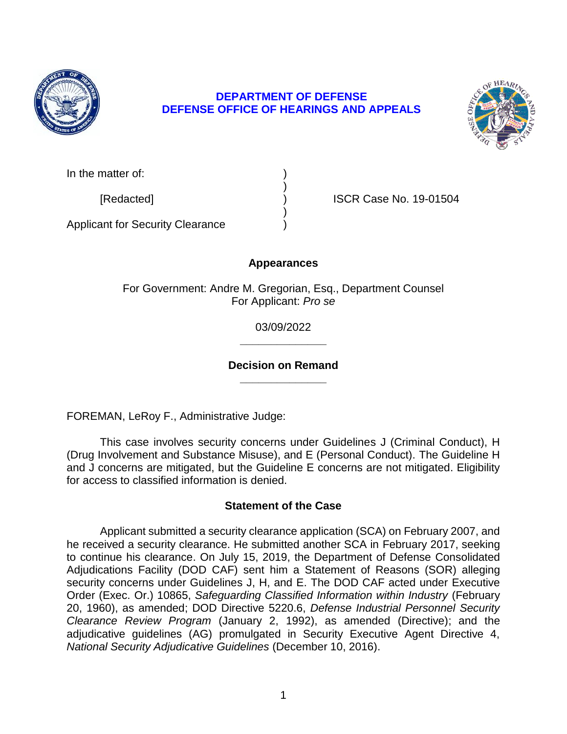**DEPARTMENT OF DEFENSE**
**DEFENSE OFFICE OF HEARINGS AND APPEALS**

In the matter of: )
)
[Redacted] ) ISCR Case No. 19-01504
)
Applicant for Security Clearance )

## Appearances

For Government: Andre M. Gregorian, Esq., Department Counsel
For Applicant: *Pro se*

03/09/2022

______________

## Decision on Remand

______________

FOREMAN, LeRoy F., Administrative Judge:

This case involves security concerns under Guidelines J (Criminal Conduct), H (Drug Involvement and Substance Misuse), and E (Personal Conduct). The Guideline H and J concerns are mitigated, but the Guideline E concerns are not mitigated. Eligibility for access to classified information is denied.

## Statement of the Case

Applicant submitted a security clearance application (SCA) on February 2007, and he received a security clearance. He submitted another SCA in February 2017, seeking to continue his clearance. On July 15, 2019, the Department of Defense Consolidated Adjudications Facility (DOD CAF) sent him a Statement of Reasons (SOR) alleging security concerns under Guidelines J, H, and E. The DOD CAF acted under Executive Order (Exec. Or.) 10865, *Safeguarding Classified Information within Industry* (February 20, 1960), as amended; DOD Directive 5220.6, *Defense Industrial Personnel Security Clearance Review Program* (January 2, 1992), as amended (Directive); and the adjudicative guidelines (AG) promulgated in Security Executive Agent Directive 4, *National Security Adjudicative Guidelines* (December 10, 2016).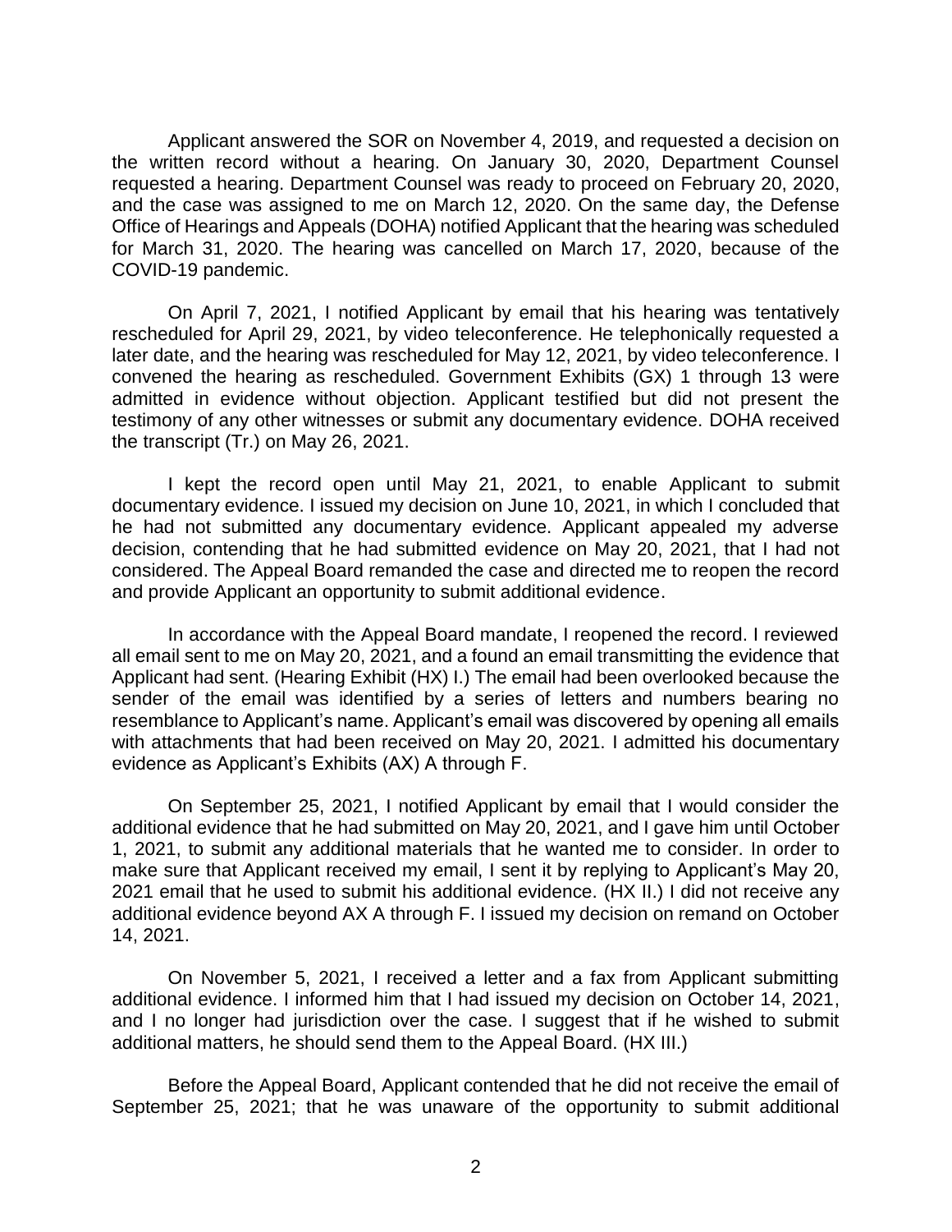Applicant answered the SOR on November 4, 2019, and requested a decision on the written record without a hearing. On January 30, 2020, Department Counsel requested a hearing. Department Counsel was ready to proceed on February 20, 2020, and the case was assigned to me on March 12, 2020. On the same day, the Defense Office of Hearings and Appeals (DOHA) notified Applicant that the hearing was scheduled for March 31, 2020. The hearing was cancelled on March 17, 2020, because of the COVID-19 pandemic.

On April 7, 2021, I notified Applicant by email that his hearing was tentatively rescheduled for April 29, 2021, by video teleconference. He telephonically requested a later date, and the hearing was rescheduled for May 12, 2021, by video teleconference. I convened the hearing as rescheduled. Government Exhibits (GX) 1 through 13 were admitted in evidence without objection. Applicant testified but did not present the testimony of any other witnesses or submit any documentary evidence. DOHA received the transcript (Tr.) on May 26, 2021.

I kept the record open until May 21, 2021, to enable Applicant to submit documentary evidence. I issued my decision on June 10, 2021, in which I concluded that he had not submitted any documentary evidence. Applicant appealed my adverse decision, contending that he had submitted evidence on May 20, 2021, that I had not considered. The Appeal Board remanded the case and directed me to reopen the record and provide Applicant an opportunity to submit additional evidence.

In accordance with the Appeal Board mandate, I reopened the record. I reviewed all email sent to me on May 20, 2021, and a found an email transmitting the evidence that Applicant had sent. (Hearing Exhibit (HX) I.) The email had been overlooked because the sender of the email was identified by a series of letters and numbers bearing no resemblance to Applicant's name. Applicant's email was discovered by opening all emails with attachments that had been received on May 20, 2021. I admitted his documentary evidence as Applicant's Exhibits (AX) A through F.

On September 25, 2021, I notified Applicant by email that I would consider the additional evidence that he had submitted on May 20, 2021, and I gave him until October 1, 2021, to submit any additional materials that he wanted me to consider. In order to make sure that Applicant received my email, I sent it by replying to Applicant's May 20, 2021 email that he used to submit his additional evidence. (HX II.) I did not receive any additional evidence beyond AX A through F. I issued my decision on remand on October 14, 2021.

On November 5, 2021, I received a letter and a fax from Applicant submitting additional evidence. I informed him that I had issued my decision on October 14, 2021, and I no longer had jurisdiction over the case. I suggest that if he wished to submit additional matters, he should send them to the Appeal Board. (HX III.)

Before the Appeal Board, Applicant contended that he did not receive the email of September 25, 2021; that he was unaware of the opportunity to submit additional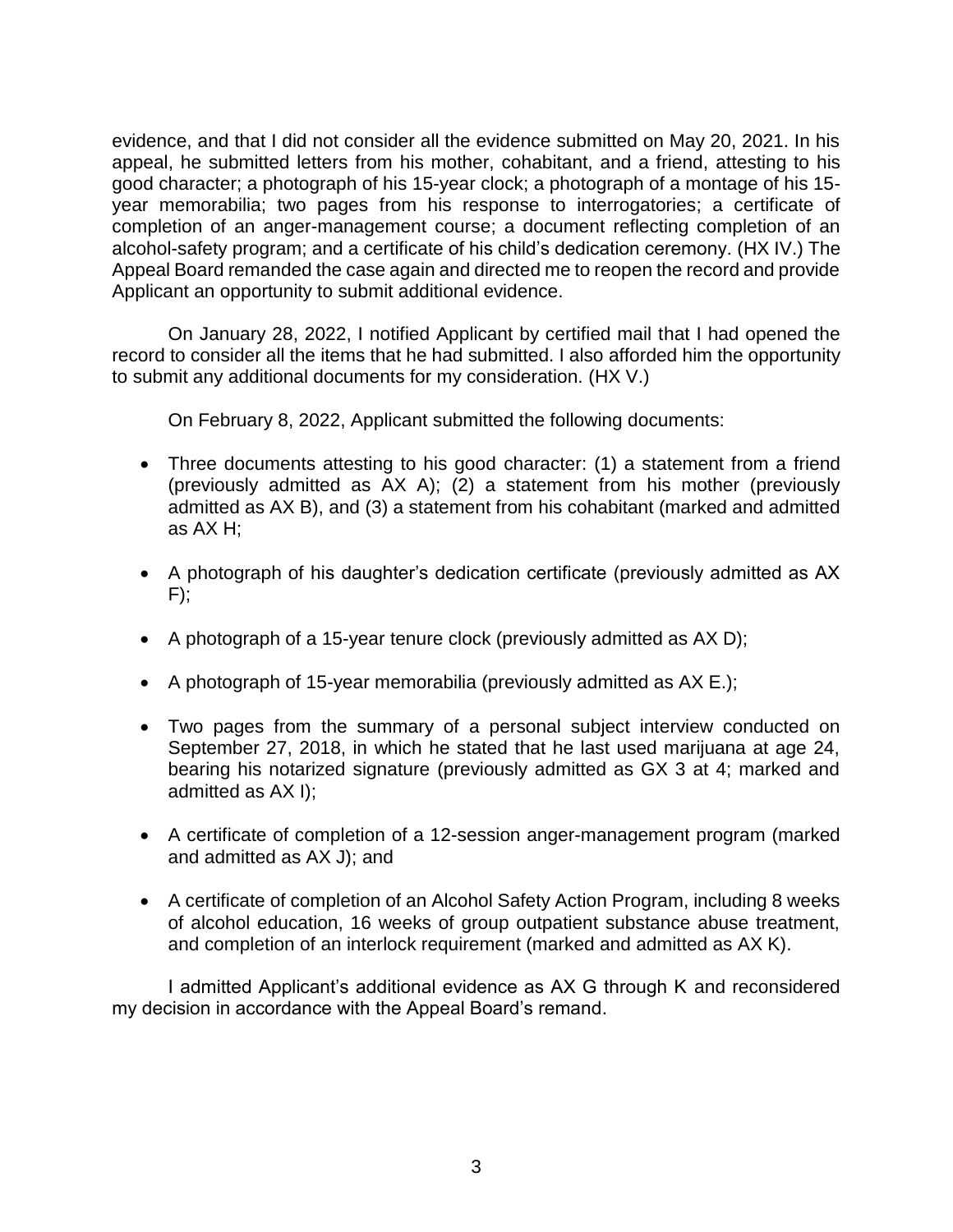evidence, and that I did not consider all the evidence submitted on May 20, 2021. In his appeal, he submitted letters from his mother, cohabitant, and a friend, attesting to his good character; a photograph of his 15-year clock; a photograph of a montage of his 15-year memorabilia; two pages from his response to interrogatories; a certificate of completion of an anger-management course; a document reflecting completion of an alcohol-safety program; and a certificate of his child's dedication ceremony. (HX IV.) The Appeal Board remanded the case again and directed me to reopen the record and provide Applicant an opportunity to submit additional evidence.

On January 28, 2022, I notified Applicant by certified mail that I had opened the record to consider all the items that he had submitted. I also afforded him the opportunity to submit any additional documents for my consideration. (HX V.)

On February 8, 2022, Applicant submitted the following documents:

- Three documents attesting to his good character: (1) a statement from a friend (previously admitted as AX A); (2) a statement from his mother (previously admitted as AX B), and (3) a statement from his cohabitant (marked and admitted as AX H;
- A photograph of his daughter's dedication certificate (previously admitted as AX F);
- A photograph of a 15-year tenure clock (previously admitted as AX D);
- A photograph of 15-year memorabilia (previously admitted as AX E.);
- Two pages from the summary of a personal subject interview conducted on September 27, 2018, in which he stated that he last used marijuana at age 24, bearing his notarized signature (previously admitted as GX 3 at 4; marked and admitted as AX I);
- A certificate of completion of a 12-session anger-management program (marked and admitted as AX J); and
- A certificate of completion of an Alcohol Safety Action Program, including 8 weeks of alcohol education, 16 weeks of group outpatient substance abuse treatment, and completion of an interlock requirement (marked and admitted as AX K).

I admitted Applicant's additional evidence as AX G through K and reconsidered my decision in accordance with the Appeal Board's remand.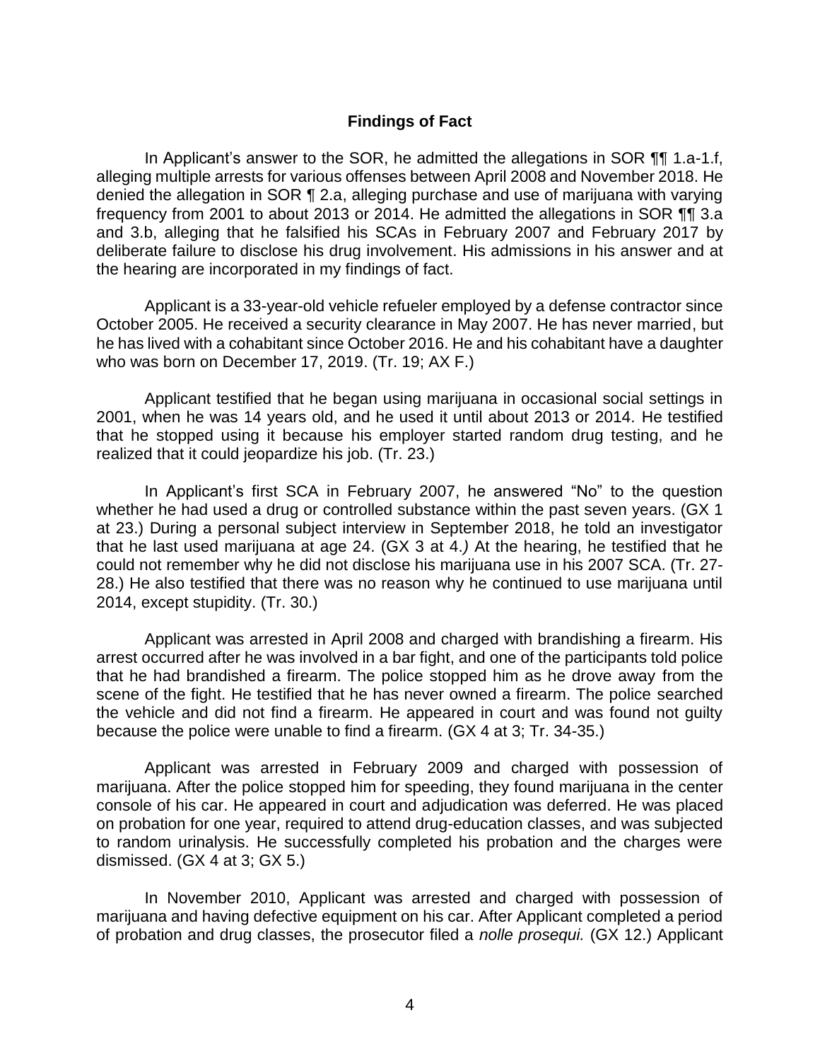## Findings of Fact

In Applicant's answer to the SOR, he admitted the allegations in SOR ¶¶ 1.a-1.f, alleging multiple arrests for various offenses between April 2008 and November 2018. He denied the allegation in SOR ¶ 2.a, alleging purchase and use of marijuana with varying frequency from 2001 to about 2013 or 2014. He admitted the allegations in SOR ¶¶ 3.a and 3.b, alleging that he falsified his SCAs in February 2007 and February 2017 by deliberate failure to disclose his drug involvement. His admissions in his answer and at the hearing are incorporated in my findings of fact.

Applicant is a 33-year-old vehicle refueler employed by a defense contractor since October 2005. He received a security clearance in May 2007. He has never married, but he has lived with a cohabitant since October 2016. He and his cohabitant have a daughter who was born on December 17, 2019. (Tr. 19; AX F.)

Applicant testified that he began using marijuana in occasional social settings in 2001, when he was 14 years old, and he used it until about 2013 or 2014. He testified that he stopped using it because his employer started random drug testing, and he realized that it could jeopardize his job. (Tr. 23.)

In Applicant's first SCA in February 2007, he answered "No" to the question whether he had used a drug or controlled substance within the past seven years. (GX 1 at 23.) During a personal subject interview in September 2018, he told an investigator that he last used marijuana at age 24. (GX 3 at 4.*)* At the hearing, he testified that he could not remember why he did not disclose his marijuana use in his 2007 SCA. (Tr. 27-28.) He also testified that there was no reason why he continued to use marijuana until 2014, except stupidity. (Tr. 30.)

Applicant was arrested in April 2008 and charged with brandishing a firearm. His arrest occurred after he was involved in a bar fight, and one of the participants told police that he had brandished a firearm. The police stopped him as he drove away from the scene of the fight. He testified that he has never owned a firearm. The police searched the vehicle and did not find a firearm. He appeared in court and was found not guilty because the police were unable to find a firearm. (GX 4 at 3; Tr. 34-35.)

Applicant was arrested in February 2009 and charged with possession of marijuana. After the police stopped him for speeding, they found marijuana in the center console of his car. He appeared in court and adjudication was deferred. He was placed on probation for one year, required to attend drug-education classes, and was subjected to random urinalysis. He successfully completed his probation and the charges were dismissed. (GX 4 at 3; GX 5.)

In November 2010, Applicant was arrested and charged with possession of marijuana and having defective equipment on his car. After Applicant completed a period of probation and drug classes, the prosecutor filed a *nolle prosequi.* (GX 12.) Applicant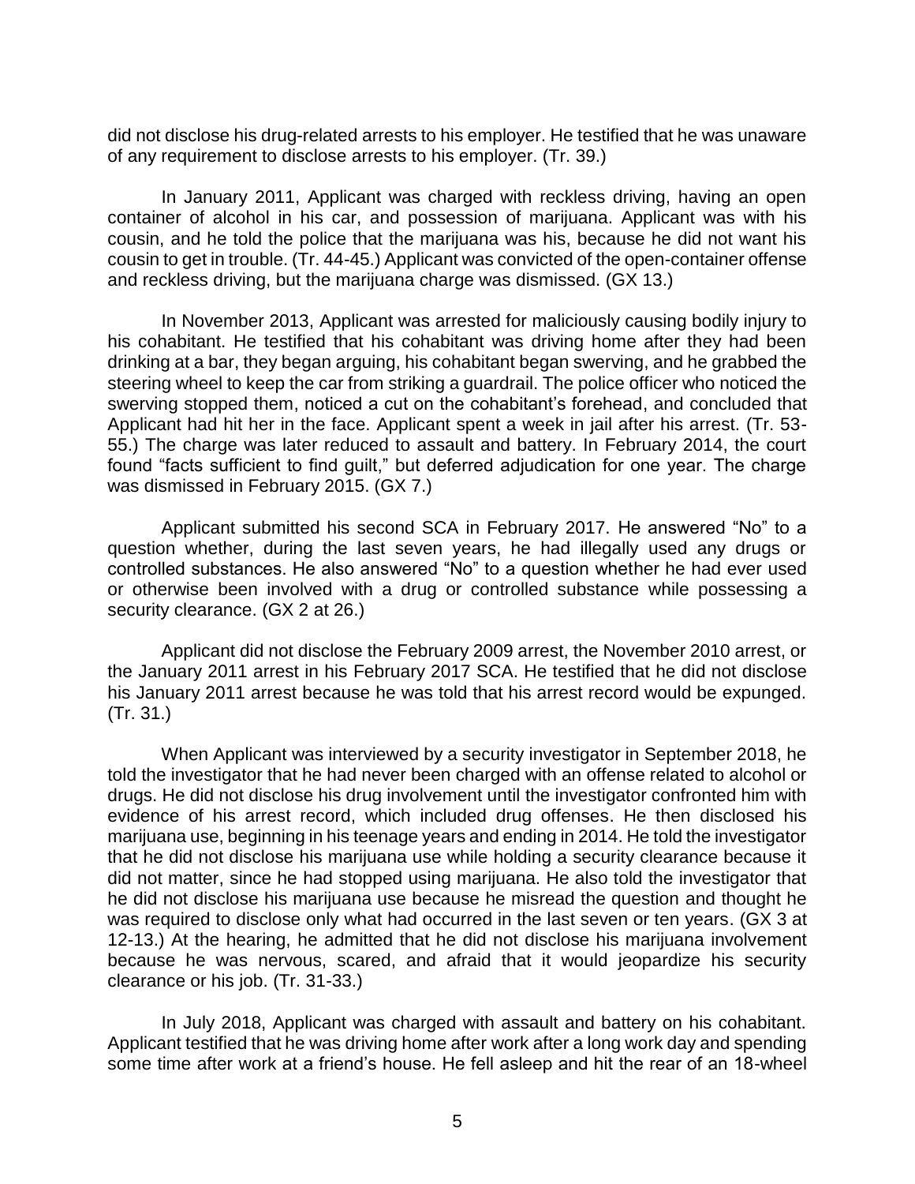did not disclose his drug-related arrests to his employer. He testified that he was unaware of any requirement to disclose arrests to his employer. (Tr. 39.)

In January 2011, Applicant was charged with reckless driving, having an open container of alcohol in his car, and possession of marijuana. Applicant was with his cousin, and he told the police that the marijuana was his, because he did not want his cousin to get in trouble. (Tr. 44-45.) Applicant was convicted of the open-container offense and reckless driving, but the marijuana charge was dismissed. (GX 13.)

In November 2013, Applicant was arrested for maliciously causing bodily injury to his cohabitant. He testified that his cohabitant was driving home after they had been drinking at a bar, they began arguing, his cohabitant began swerving, and he grabbed the steering wheel to keep the car from striking a guardrail. The police officer who noticed the swerving stopped them, noticed a cut on the cohabitant's forehead, and concluded that Applicant had hit her in the face. Applicant spent a week in jail after his arrest. (Tr. 53-55.) The charge was later reduced to assault and battery. In February 2014, the court found "facts sufficient to find guilt," but deferred adjudication for one year. The charge was dismissed in February 2015. (GX 7.)

Applicant submitted his second SCA in February 2017. He answered "No" to a question whether, during the last seven years, he had illegally used any drugs or controlled substances. He also answered "No" to a question whether he had ever used or otherwise been involved with a drug or controlled substance while possessing a security clearance. (GX 2 at 26.)

Applicant did not disclose the February 2009 arrest, the November 2010 arrest, or the January 2011 arrest in his February 2017 SCA. He testified that he did not disclose his January 2011 arrest because he was told that his arrest record would be expunged. (Tr. 31.)

When Applicant was interviewed by a security investigator in September 2018, he told the investigator that he had never been charged with an offense related to alcohol or drugs. He did not disclose his drug involvement until the investigator confronted him with evidence of his arrest record, which included drug offenses. He then disclosed his marijuana use, beginning in his teenage years and ending in 2014. He told the investigator that he did not disclose his marijuana use while holding a security clearance because it did not matter, since he had stopped using marijuana. He also told the investigator that he did not disclose his marijuana use because he misread the question and thought he was required to disclose only what had occurred in the last seven or ten years. (GX 3 at 12-13.) At the hearing, he admitted that he did not disclose his marijuana involvement because he was nervous, scared, and afraid that it would jeopardize his security clearance or his job. (Tr. 31-33.)

In July 2018, Applicant was charged with assault and battery on his cohabitant. Applicant testified that he was driving home after work after a long work day and spending some time after work at a friend's house. He fell asleep and hit the rear of an 18-wheel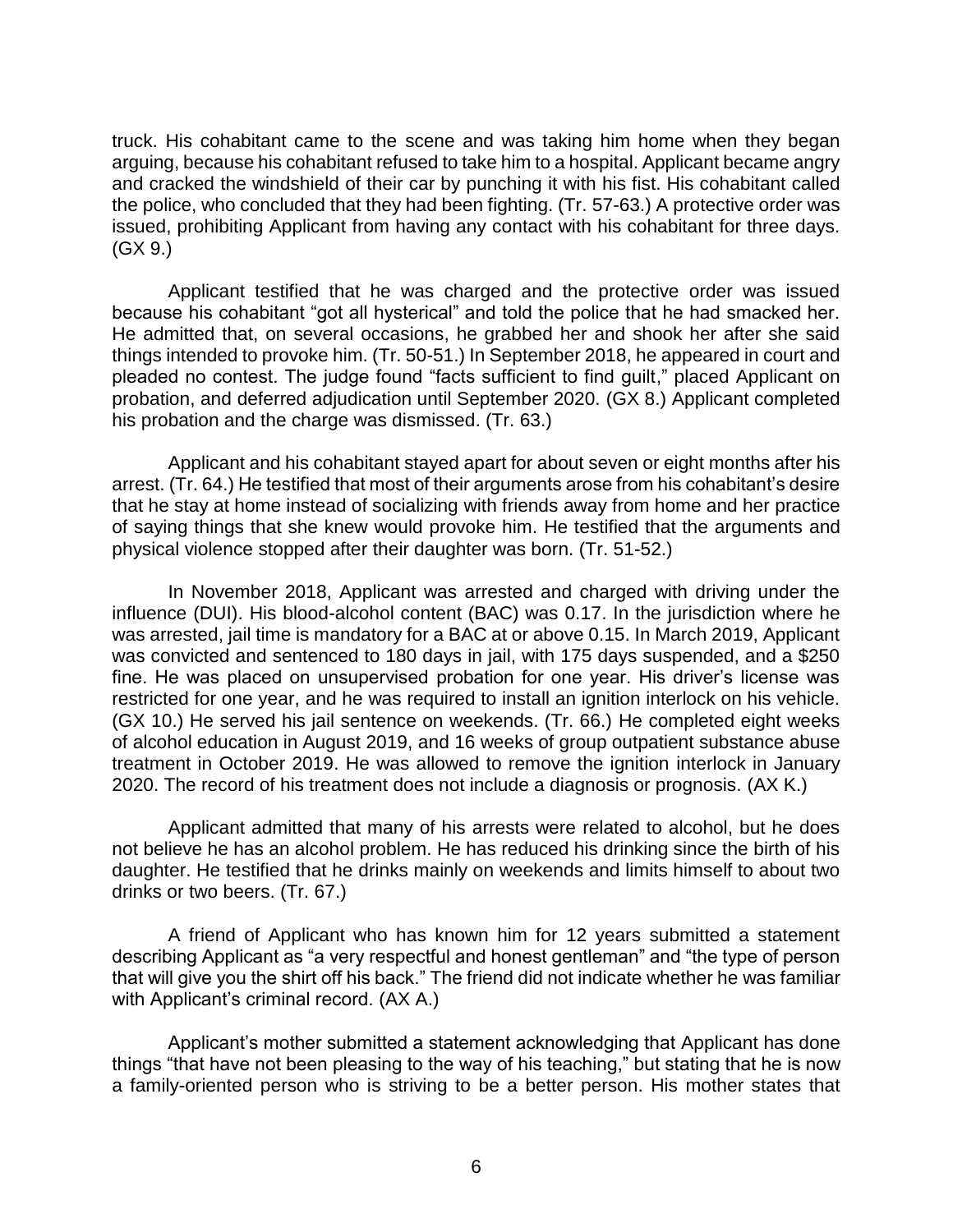truck. His cohabitant came to the scene and was taking him home when they began arguing, because his cohabitant refused to take him to a hospital. Applicant became angry and cracked the windshield of their car by punching it with his fist. His cohabitant called the police, who concluded that they had been fighting. (Tr. 57-63.) A protective order was issued, prohibiting Applicant from having any contact with his cohabitant for three days. (GX 9.)

Applicant testified that he was charged and the protective order was issued because his cohabitant "got all hysterical" and told the police that he had smacked her. He admitted that, on several occasions, he grabbed her and shook her after she said things intended to provoke him. (Tr. 50-51.) In September 2018, he appeared in court and pleaded no contest. The judge found "facts sufficient to find guilt," placed Applicant on probation, and deferred adjudication until September 2020. (GX 8.) Applicant completed his probation and the charge was dismissed. (Tr. 63.)

Applicant and his cohabitant stayed apart for about seven or eight months after his arrest. (Tr. 64.) He testified that most of their arguments arose from his cohabitant's desire that he stay at home instead of socializing with friends away from home and her practice of saying things that she knew would provoke him. He testified that the arguments and physical violence stopped after their daughter was born. (Tr. 51-52.)

In November 2018, Applicant was arrested and charged with driving under the influence (DUI). His blood-alcohol content (BAC) was 0.17. In the jurisdiction where he was arrested, jail time is mandatory for a BAC at or above 0.15. In March 2019, Applicant was convicted and sentenced to 180 days in jail, with 175 days suspended, and a $250 fine. He was placed on unsupervised probation for one year. His driver's license was restricted for one year, and he was required to install an ignition interlock on his vehicle. (GX 10.) He served his jail sentence on weekends. (Tr. 66.) He completed eight weeks of alcohol education in August 2019, and 16 weeks of group outpatient substance abuse treatment in October 2019. He was allowed to remove the ignition interlock in January 2020. The record of his treatment does not include a diagnosis or prognosis. (AX K.)

Applicant admitted that many of his arrests were related to alcohol, but he does not believe he has an alcohol problem. He has reduced his drinking since the birth of his daughter. He testified that he drinks mainly on weekends and limits himself to about two drinks or two beers. (Tr. 67.)

A friend of Applicant who has known him for 12 years submitted a statement describing Applicant as "a very respectful and honest gentleman" and "the type of person that will give you the shirt off his back." The friend did not indicate whether he was familiar with Applicant's criminal record. (AX A.)

Applicant's mother submitted a statement acknowledging that Applicant has done things "that have not been pleasing to the way of his teaching," but stating that he is now a family-oriented person who is striving to be a better person. His mother states that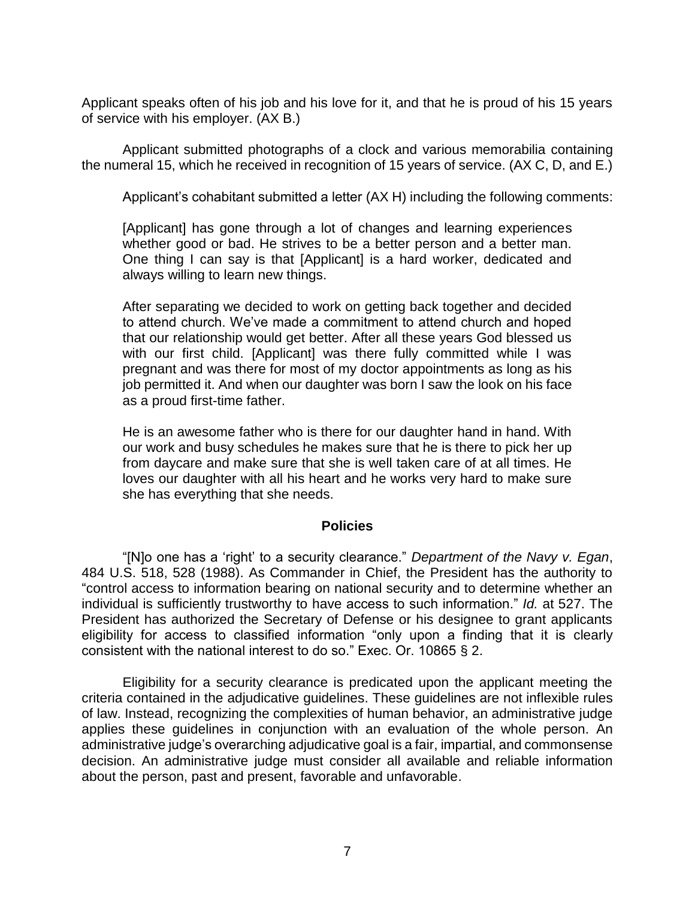Applicant speaks often of his job and his love for it, and that he is proud of his 15 years of service with his employer. (AX B.)

Applicant submitted photographs of a clock and various memorabilia containing the numeral 15, which he received in recognition of 15 years of service. (AX C, D, and E.)

Applicant's cohabitant submitted a letter (AX H) including the following comments:

> [Applicant] has gone through a lot of changes and learning experiences whether good or bad. He strives to be a better person and a better man. One thing I can say is that [Applicant] is a hard worker, dedicated and always willing to learn new things.
>
> After separating we decided to work on getting back together and decided to attend church. We've made a commitment to attend church and hoped that our relationship would get better. After all these years God blessed us with our first child. [Applicant] was there fully committed while I was pregnant and was there for most of my doctor appointments as long as his job permitted it. And when our daughter was born I saw the look on his face as a proud first-time father.
>
> He is an awesome father who is there for our daughter hand in hand. With our work and busy schedules he makes sure that he is there to pick her up from daycare and make sure that she is well taken care of at all times. He loves our daughter with all his heart and he works very hard to make sure she has everything that she needs.

## Policies

"[N]o one has a 'right' to a security clearance." *Department of the Navy v. Egan*, 484 U.S. 518, 528 (1988). As Commander in Chief, the President has the authority to "control access to information bearing on national security and to determine whether an individual is sufficiently trustworthy to have access to such information." *Id.* at 527. The President has authorized the Secretary of Defense or his designee to grant applicants eligibility for access to classified information "only upon a finding that it is clearly consistent with the national interest to do so." Exec. Or. 10865 § 2.

Eligibility for a security clearance is predicated upon the applicant meeting the criteria contained in the adjudicative guidelines. These guidelines are not inflexible rules of law. Instead, recognizing the complexities of human behavior, an administrative judge applies these guidelines in conjunction with an evaluation of the whole person. An administrative judge's overarching adjudicative goal is a fair, impartial, and commonsense decision. An administrative judge must consider all available and reliable information about the person, past and present, favorable and unfavorable.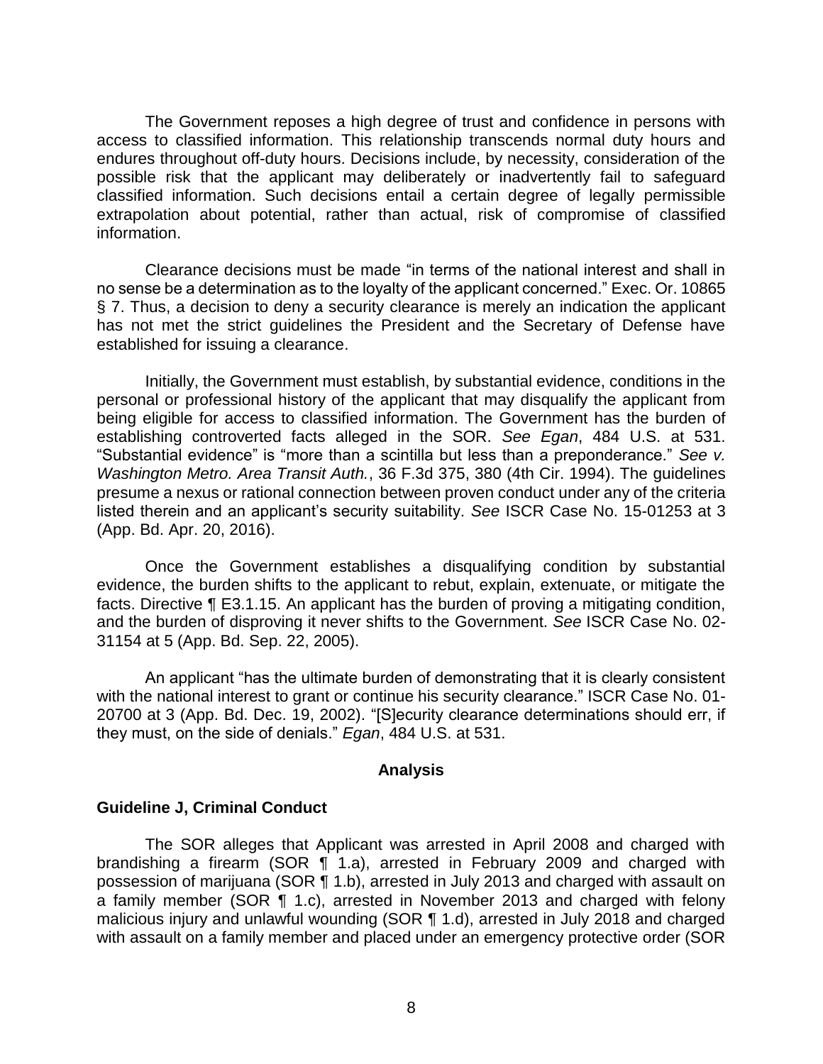The Government reposes a high degree of trust and confidence in persons with access to classified information. This relationship transcends normal duty hours and endures throughout off-duty hours. Decisions include, by necessity, consideration of the possible risk that the applicant may deliberately or inadvertently fail to safeguard classified information. Such decisions entail a certain degree of legally permissible extrapolation about potential, rather than actual, risk of compromise of classified information.

Clearance decisions must be made "in terms of the national interest and shall in no sense be a determination as to the loyalty of the applicant concerned." Exec. Or. 10865 § 7. Thus, a decision to deny a security clearance is merely an indication the applicant has not met the strict guidelines the President and the Secretary of Defense have established for issuing a clearance.

Initially, the Government must establish, by substantial evidence, conditions in the personal or professional history of the applicant that may disqualify the applicant from being eligible for access to classified information. The Government has the burden of establishing controverted facts alleged in the SOR. *See Egan*, 484 U.S. at 531. "Substantial evidence" is "more than a scintilla but less than a preponderance." *See v. Washington Metro. Area Transit Auth.*, 36 F.3d 375, 380 (4th Cir. 1994). The guidelines presume a nexus or rational connection between proven conduct under any of the criteria listed therein and an applicant's security suitability. *See* ISCR Case No. 15-01253 at 3 (App. Bd. Apr. 20, 2016).

Once the Government establishes a disqualifying condition by substantial evidence, the burden shifts to the applicant to rebut, explain, extenuate, or mitigate the facts. Directive ¶ E3.1.15. An applicant has the burden of proving a mitigating condition, and the burden of disproving it never shifts to the Government. *See* ISCR Case No. 02-31154 at 5 (App. Bd. Sep. 22, 2005).

An applicant "has the ultimate burden of demonstrating that it is clearly consistent with the national interest to grant or continue his security clearance." ISCR Case No. 01-20700 at 3 (App. Bd. Dec. 19, 2002). "[S]ecurity clearance determinations should err, if they must, on the side of denials." *Egan*, 484 U.S. at 531.

## Analysis

### Guideline J, Criminal Conduct

The SOR alleges that Applicant was arrested in April 2008 and charged with brandishing a firearm (SOR ¶ 1.a), arrested in February 2009 and charged with possession of marijuana (SOR ¶ 1.b), arrested in July 2013 and charged with assault on a family member (SOR ¶ 1.c), arrested in November 2013 and charged with felony malicious injury and unlawful wounding (SOR ¶ 1.d), arrested in July 2018 and charged with assault on a family member and placed under an emergency protective order (SOR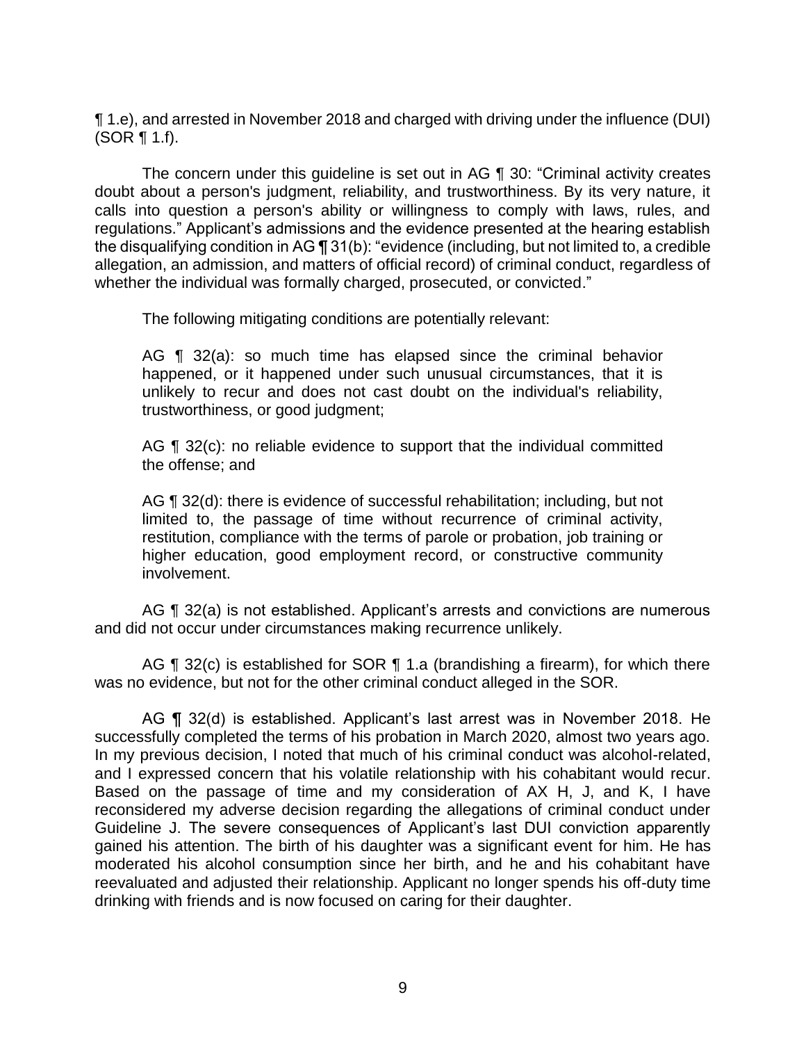¶ 1.e), and arrested in November 2018 and charged with driving under the influence (DUI) (SOR ¶ 1.f).

The concern under this guideline is set out in AG ¶ 30: "Criminal activity creates doubt about a person's judgment, reliability, and trustworthiness. By its very nature, it calls into question a person's ability or willingness to comply with laws, rules, and regulations." Applicant's admissions and the evidence presented at the hearing establish the disqualifying condition in AG ¶ 31(b): "evidence (including, but not limited to, a credible allegation, an admission, and matters of official record) of criminal conduct, regardless of whether the individual was formally charged, prosecuted, or convicted."

The following mitigating conditions are potentially relevant:

> AG ¶ 32(a): so much time has elapsed since the criminal behavior happened, or it happened under such unusual circumstances, that it is unlikely to recur and does not cast doubt on the individual's reliability, trustworthiness, or good judgment;
>
> AG ¶ 32(c): no reliable evidence to support that the individual committed the offense; and
>
> AG ¶ 32(d): there is evidence of successful rehabilitation; including, but not limited to, the passage of time without recurrence of criminal activity, restitution, compliance with the terms of parole or probation, job training or higher education, good employment record, or constructive community involvement.

AG ¶ 32(a) is not established. Applicant's arrests and convictions are numerous and did not occur under circumstances making recurrence unlikely.

AG ¶ 32(c) is established for SOR ¶ 1.a (brandishing a firearm), for which there was no evidence, but not for the other criminal conduct alleged in the SOR.

AG ¶ 32(d) is established. Applicant's last arrest was in November 2018. He successfully completed the terms of his probation in March 2020, almost two years ago. In my previous decision, I noted that much of his criminal conduct was alcohol-related, and I expressed concern that his volatile relationship with his cohabitant would recur. Based on the passage of time and my consideration of AX H, J, and K, I have reconsidered my adverse decision regarding the allegations of criminal conduct under Guideline J. The severe consequences of Applicant's last DUI conviction apparently gained his attention. The birth of his daughter was a significant event for him. He has moderated his alcohol consumption since her birth, and he and his cohabitant have reevaluated and adjusted their relationship. Applicant no longer spends his off-duty time drinking with friends and is now focused on caring for their daughter.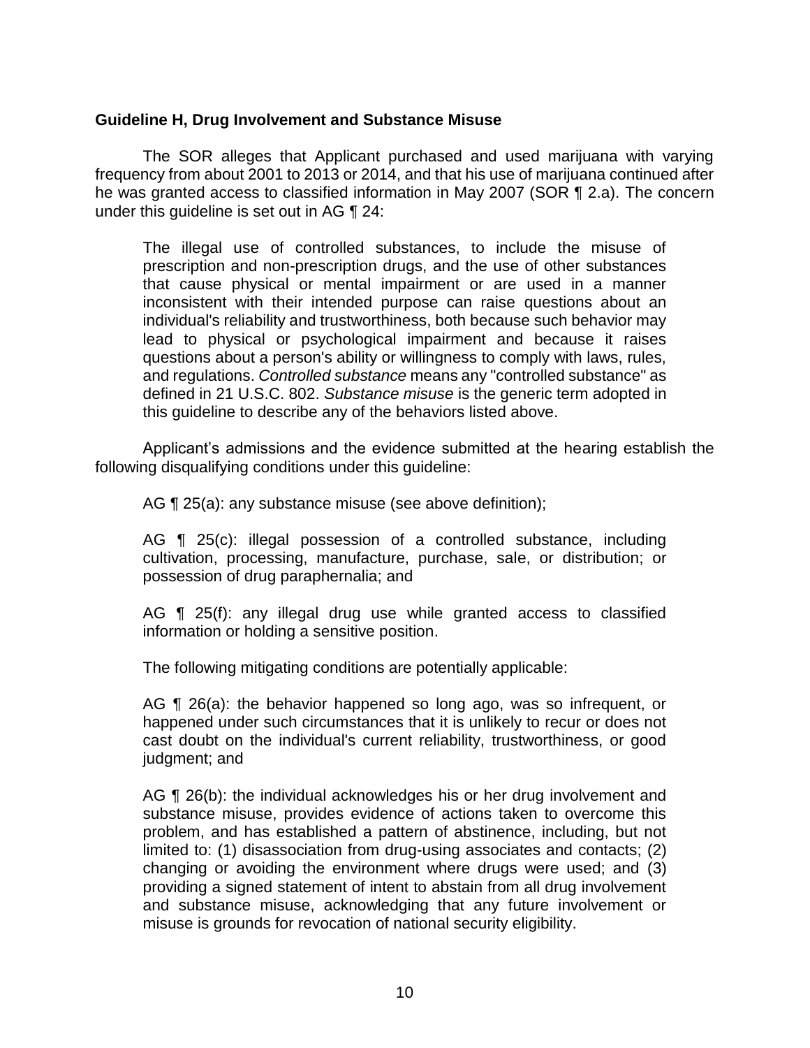**Guideline H, Drug Involvement and Substance Misuse**

The SOR alleges that Applicant purchased and used marijuana with varying frequency from about 2001 to 2013 or 2014, and that his use of marijuana continued after he was granted access to classified information in May 2007 (SOR ¶ 2.a). The concern under this guideline is set out in AG ¶ 24:

> The illegal use of controlled substances, to include the misuse of prescription and non-prescription drugs, and the use of other substances that cause physical or mental impairment or are used in a manner inconsistent with their intended purpose can raise questions about an individual's reliability and trustworthiness, both because such behavior may lead to physical or psychological impairment and because it raises questions about a person's ability or willingness to comply with laws, rules, and regulations. *Controlled substance* means any "controlled substance" as defined in 21 U.S.C. 802. *Substance misuse* is the generic term adopted in this guideline to describe any of the behaviors listed above.

Applicant's admissions and the evidence submitted at the hearing establish the following disqualifying conditions under this guideline:

> AG ¶ 25(a): any substance misuse (see above definition);
>
> AG ¶ 25(c): illegal possession of a controlled substance, including cultivation, processing, manufacture, purchase, sale, or distribution; or possession of drug paraphernalia; and
>
> AG ¶ 25(f): any illegal drug use while granted access to classified information or holding a sensitive position.

The following mitigating conditions are potentially applicable:

> AG ¶ 26(a): the behavior happened so long ago, was so infrequent, or happened under such circumstances that it is unlikely to recur or does not cast doubt on the individual's current reliability, trustworthiness, or good judgment; and
>
> AG ¶ 26(b): the individual acknowledges his or her drug involvement and substance misuse, provides evidence of actions taken to overcome this problem, and has established a pattern of abstinence, including, but not limited to: (1) disassociation from drug-using associates and contacts; (2) changing or avoiding the environment where drugs were used; and (3) providing a signed statement of intent to abstain from all drug involvement and substance misuse, acknowledging that any future involvement or misuse is grounds for revocation of national security eligibility.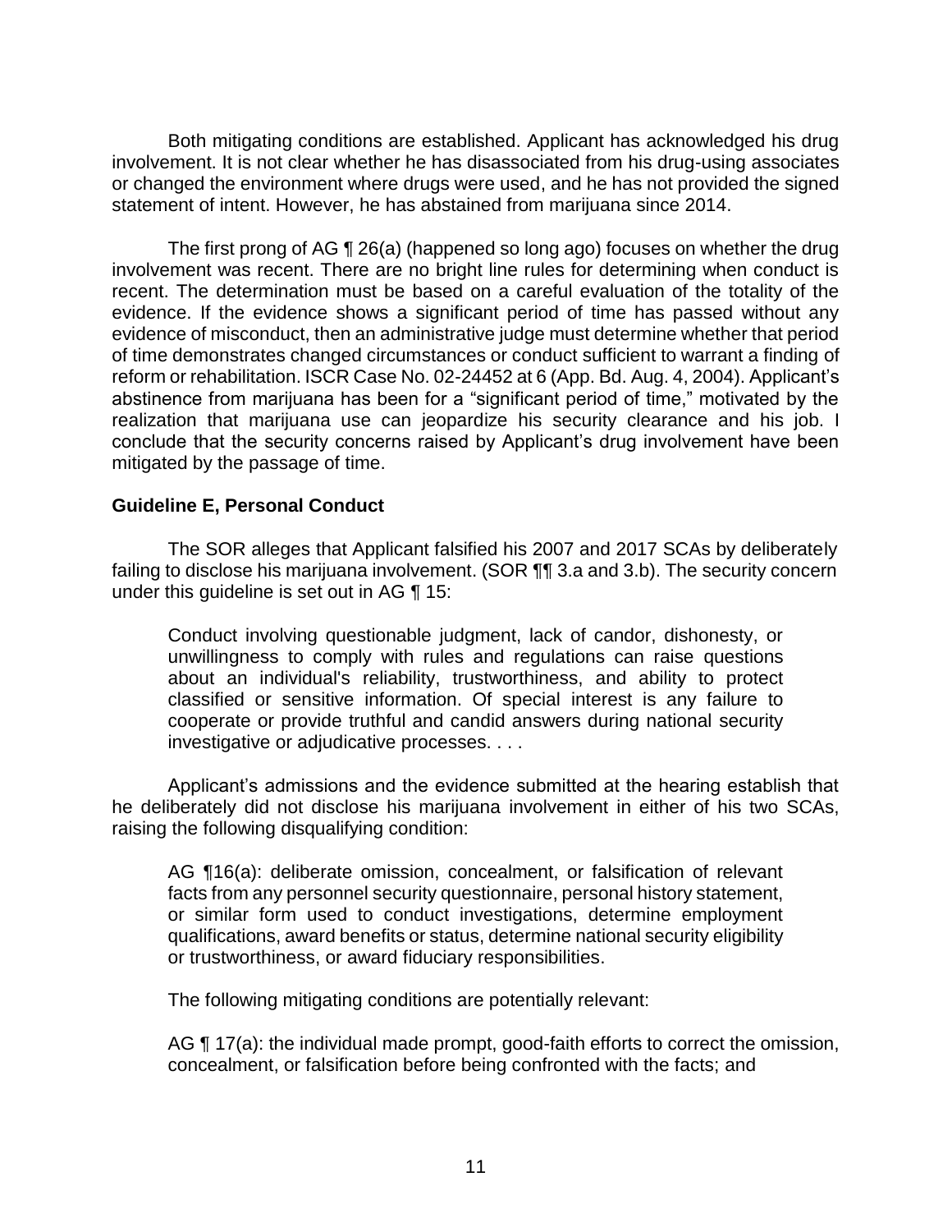Both mitigating conditions are established. Applicant has acknowledged his drug involvement. It is not clear whether he has disassociated from his drug-using associates or changed the environment where drugs were used, and he has not provided the signed statement of intent. However, he has abstained from marijuana since 2014.

The first prong of AG ¶ 26(a) (happened so long ago) focuses on whether the drug involvement was recent. There are no bright line rules for determining when conduct is recent. The determination must be based on a careful evaluation of the totality of the evidence. If the evidence shows a significant period of time has passed without any evidence of misconduct, then an administrative judge must determine whether that period of time demonstrates changed circumstances or conduct sufficient to warrant a finding of reform or rehabilitation. ISCR Case No. 02-24452 at 6 (App. Bd. Aug. 4, 2004). Applicant's abstinence from marijuana has been for a "significant period of time," motivated by the realization that marijuana use can jeopardize his security clearance and his job. I conclude that the security concerns raised by Applicant's drug involvement have been mitigated by the passage of time.

**Guideline E, Personal Conduct**

The SOR alleges that Applicant falsified his 2007 and 2017 SCAs by deliberately failing to disclose his marijuana involvement. (SOR ¶¶ 3.a and 3.b). The security concern under this guideline is set out in AG ¶ 15:

> Conduct involving questionable judgment, lack of candor, dishonesty, or unwillingness to comply with rules and regulations can raise questions about an individual's reliability, trustworthiness, and ability to protect classified or sensitive information. Of special interest is any failure to cooperate or provide truthful and candid answers during national security investigative or adjudicative processes. . . .

Applicant's admissions and the evidence submitted at the hearing establish that he deliberately did not disclose his marijuana involvement in either of his two SCAs, raising the following disqualifying condition:

> AG ¶16(a): deliberate omission, concealment, or falsification of relevant facts from any personnel security questionnaire, personal history statement, or similar form used to conduct investigations, determine employment qualifications, award benefits or status, determine national security eligibility or trustworthiness, or award fiduciary responsibilities.

The following mitigating conditions are potentially relevant:

> AG ¶ 17(a): the individual made prompt, good-faith efforts to correct the omission, concealment, or falsification before being confronted with the facts; and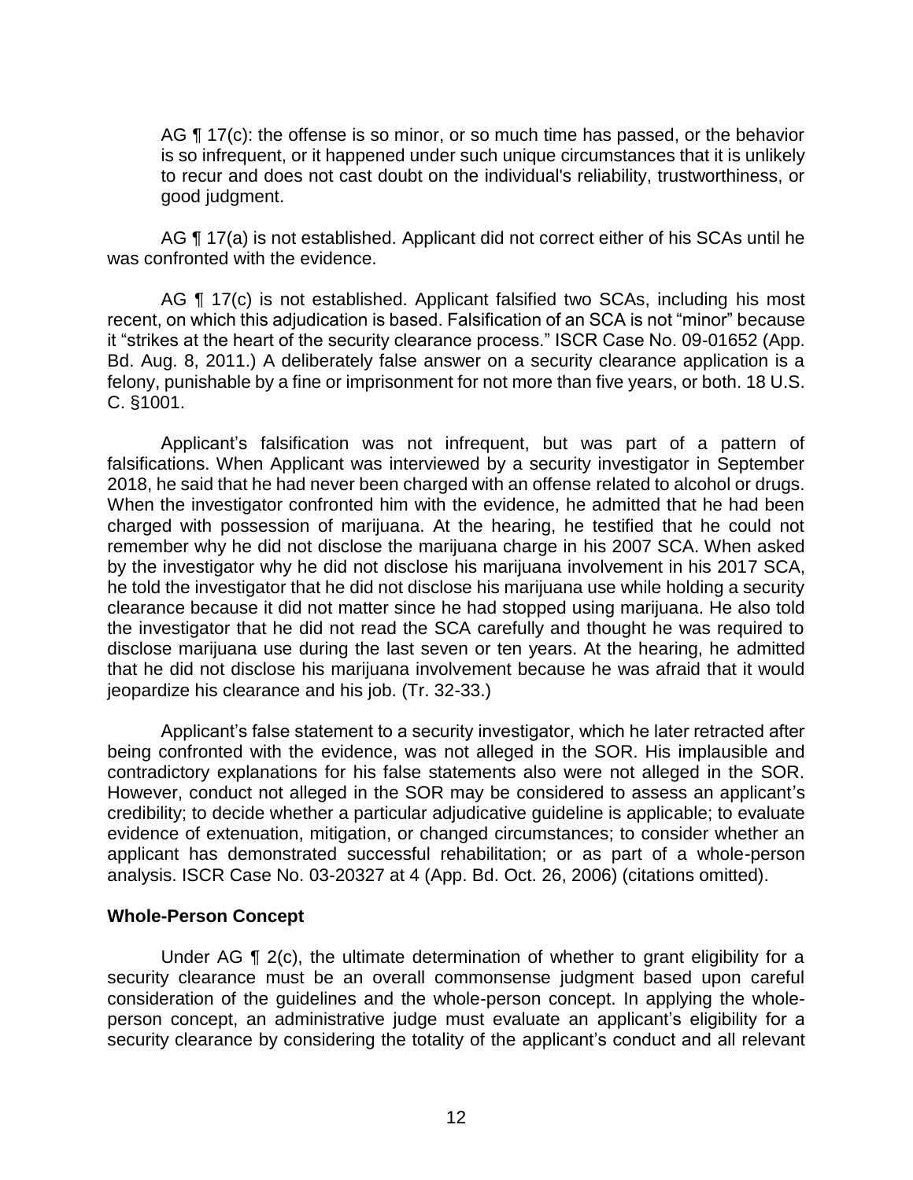AG ¶ 17(c): the offense is so minor, or so much time has passed, or the behavior is so infrequent, or it happened under such unique circumstances that it is unlikely to recur and does not cast doubt on the individual's reliability, trustworthiness, or good judgment.

AG ¶ 17(a) is not established. Applicant did not correct either of his SCAs until he was confronted with the evidence.

AG ¶ 17(c) is not established. Applicant falsified two SCAs, including his most recent, on which this adjudication is based. Falsification of an SCA is not "minor" because it "strikes at the heart of the security clearance process." ISCR Case No. 09-01652 (App. Bd. Aug. 8, 2011.) A deliberately false answer on a security clearance application is a felony, punishable by a fine or imprisonment for not more than five years, or both. 18 U.S. C. §1001.

Applicant's falsification was not infrequent, but was part of a pattern of falsifications. When Applicant was interviewed by a security investigator in September 2018, he said that he had never been charged with an offense related to alcohol or drugs. When the investigator confronted him with the evidence, he admitted that he had been charged with possession of marijuana. At the hearing, he testified that he could not remember why he did not disclose the marijuana charge in his 2007 SCA. When asked by the investigator why he did not disclose his marijuana involvement in his 2017 SCA, he told the investigator that he did not disclose his marijuana use while holding a security clearance because it did not matter since he had stopped using marijuana. He also told the investigator that he did not read the SCA carefully and thought he was required to disclose marijuana use during the last seven or ten years. At the hearing, he admitted that he did not disclose his marijuana involvement because he was afraid that it would jeopardize his clearance and his job. (Tr. 32-33.)

Applicant's false statement to a security investigator, which he later retracted after being confronted with the evidence, was not alleged in the SOR. His implausible and contradictory explanations for his false statements also were not alleged in the SOR. However, conduct not alleged in the SOR may be considered to assess an applicant's credibility; to decide whether a particular adjudicative guideline is applicable; to evaluate evidence of extenuation, mitigation, or changed circumstances; to consider whether an applicant has demonstrated successful rehabilitation; or as part of a whole-person analysis. ISCR Case No. 03-20327 at 4 (App. Bd. Oct. 26, 2006) (citations omitted).

## Whole-Person Concept

Under AG ¶ 2(c), the ultimate determination of whether to grant eligibility for a security clearance must be an overall commonsense judgment based upon careful consideration of the guidelines and the whole-person concept. In applying the whole-person concept, an administrative judge must evaluate an applicant's eligibility for a security clearance by considering the totality of the applicant's conduct and all relevant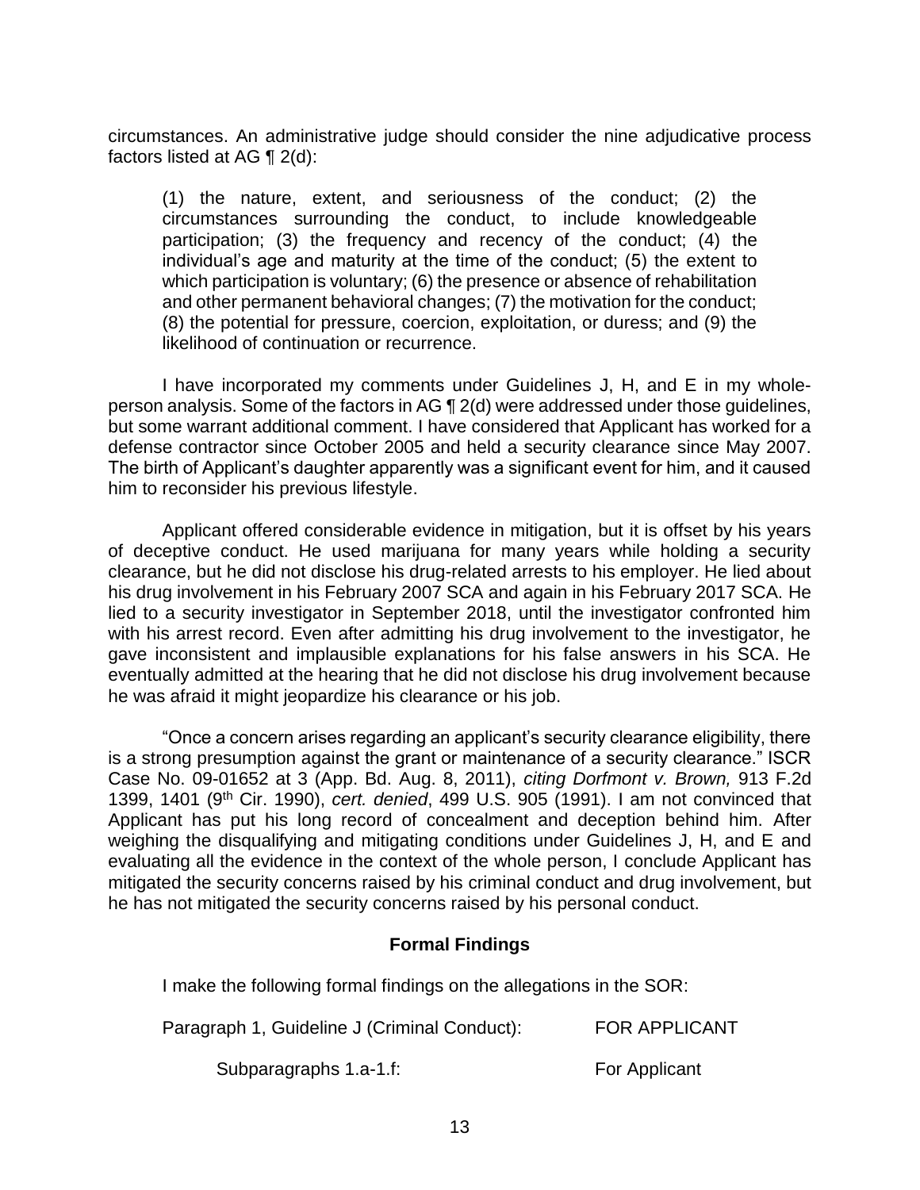circumstances. An administrative judge should consider the nine adjudicative process factors listed at AG ¶ 2(d):

> (1) the nature, extent, and seriousness of the conduct; (2) the circumstances surrounding the conduct, to include knowledgeable participation; (3) the frequency and recency of the conduct; (4) the individual's age and maturity at the time of the conduct; (5) the extent to which participation is voluntary; (6) the presence or absence of rehabilitation and other permanent behavioral changes; (7) the motivation for the conduct; (8) the potential for pressure, coercion, exploitation, or duress; and (9) the likelihood of continuation or recurrence.

I have incorporated my comments under Guidelines J, H, and E in my whole-person analysis. Some of the factors in AG ¶ 2(d) were addressed under those guidelines, but some warrant additional comment. I have considered that Applicant has worked for a defense contractor since October 2005 and held a security clearance since May 2007. The birth of Applicant's daughter apparently was a significant event for him, and it caused him to reconsider his previous lifestyle.

Applicant offered considerable evidence in mitigation, but it is offset by his years of deceptive conduct. He used marijuana for many years while holding a security clearance, but he did not disclose his drug-related arrests to his employer. He lied about his drug involvement in his February 2007 SCA and again in his February 2017 SCA. He lied to a security investigator in September 2018, until the investigator confronted him with his arrest record. Even after admitting his drug involvement to the investigator, he gave inconsistent and implausible explanations for his false answers in his SCA. He eventually admitted at the hearing that he did not disclose his drug involvement because he was afraid it might jeopardize his clearance or his job.

"Once a concern arises regarding an applicant's security clearance eligibility, there is a strong presumption against the grant or maintenance of a security clearance." ISCR Case No. 09-01652 at 3 (App. Bd. Aug. 8, 2011), *citing Dorfmont v. Brown,* 913 F.2d 1399, 1401 (9th Cir. 1990), *cert. denied*, 499 U.S. 905 (1991). I am not convinced that Applicant has put his long record of concealment and deception behind him. After weighing the disqualifying and mitigating conditions under Guidelines J, H, and E and evaluating all the evidence in the context of the whole person, I conclude Applicant has mitigated the security concerns raised by his criminal conduct and drug involvement, but he has not mitigated the security concerns raised by his personal conduct.

## Formal Findings

I make the following formal findings on the allegations in the SOR:

Paragraph 1, Guideline J (Criminal Conduct): FOR APPLICANT

Subparagraphs 1.a-1.f: For Applicant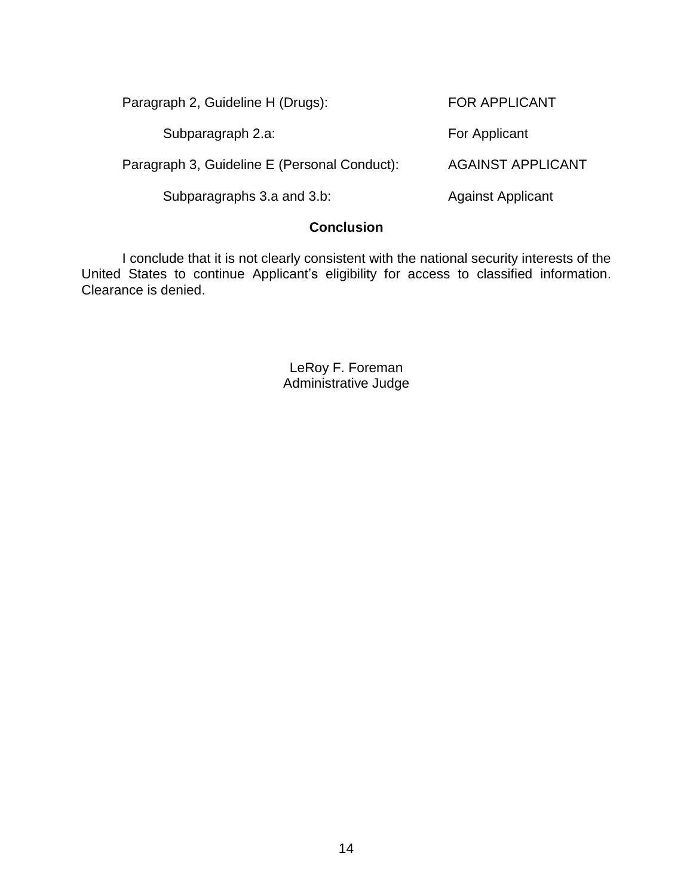| | |
|---|---|
| Paragraph 2, Guideline H (Drugs): | FOR APPLICANT |
| Subparagraph 2.a: | For Applicant |
| Paragraph 3, Guideline E (Personal Conduct): | AGAINST APPLICANT |
| Subparagraphs 3.a and 3.b: | Against Applicant |

## Conclusion

I conclude that it is not clearly consistent with the national security interests of the United States to continue Applicant's eligibility for access to classified information. Clearance is denied.

LeRoy F. Foreman
Administrative Judge